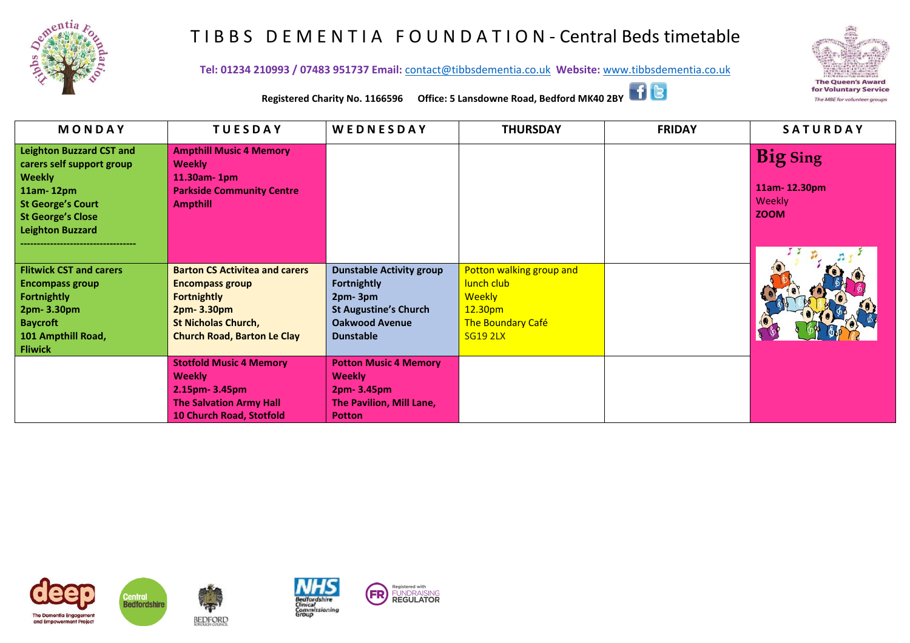# TIBBS DEMENTIA FOUNDATION - Central Beds timetable

**Tel: 01234 210993 / 07483 951737 Email:** contact@tibbsdementia.co.uk **Website:** www.tibbsdementia.co.uk

**Registered Charity No. 1166596 Office: 5 Lansdowne Road, Bedford MK40 2BY**

| MONDAY | TUESDAY | WEDNESDAY | THURSDAY | FRIDAY | SATURDAY |
|---|---|---|---|---|---|
| **Leighton Buzzard CST and carers self support group**<br>**Weekly**<br>**11am- 12pm**<br>**St George's Court**<br>**St George's Close**<br>**Leighton Buzzard** | **Ampthill Music 4 Memory**<br>**Weekly**<br>**11.30am- 1pm**<br>**Parkside Community Centre**<br>**Ampthill** | | | | **Big Sing**<br>**11am- 12.30pm**<br>Weekly<br>**ZOOM** |
| **Flitwick CST and carers Encompass group**<br>**Fortnightly**<br>**2pm- 3.30pm**<br>**Baycroft**<br>**101 Ampthill Road,**<br>**Fliwick** | **Barton CS Activitea and carers Encompass group**<br>**Fortnightly**<br>**2pm- 3.30pm**<br>**St Nicholas Church,**<br>**Church Road, Barton Le Clay** | **Dunstable Activity group**<br>**Fortnightly**<br>**2pm- 3pm**<br>**St Augustine's Church**<br>**Oakwood Avenue**<br>**Dunstable** | Potton walking group and lunch club<br>Weekly<br>12.30pm<br>The Boundary Café<br>SG19 2LX | | |
| | **Stotfold Music 4 Memory**<br>**Weekly**<br>**2.15pm- 3.45pm**<br>**The Salvation Army Hall**<br>**10 Church Road, Stotfold** | **Potton Music 4 Memory**<br>**Weekly**<br>**2pm- 3.45pm**<br>**The Pavilion, Mill Lane, Potton** | | | |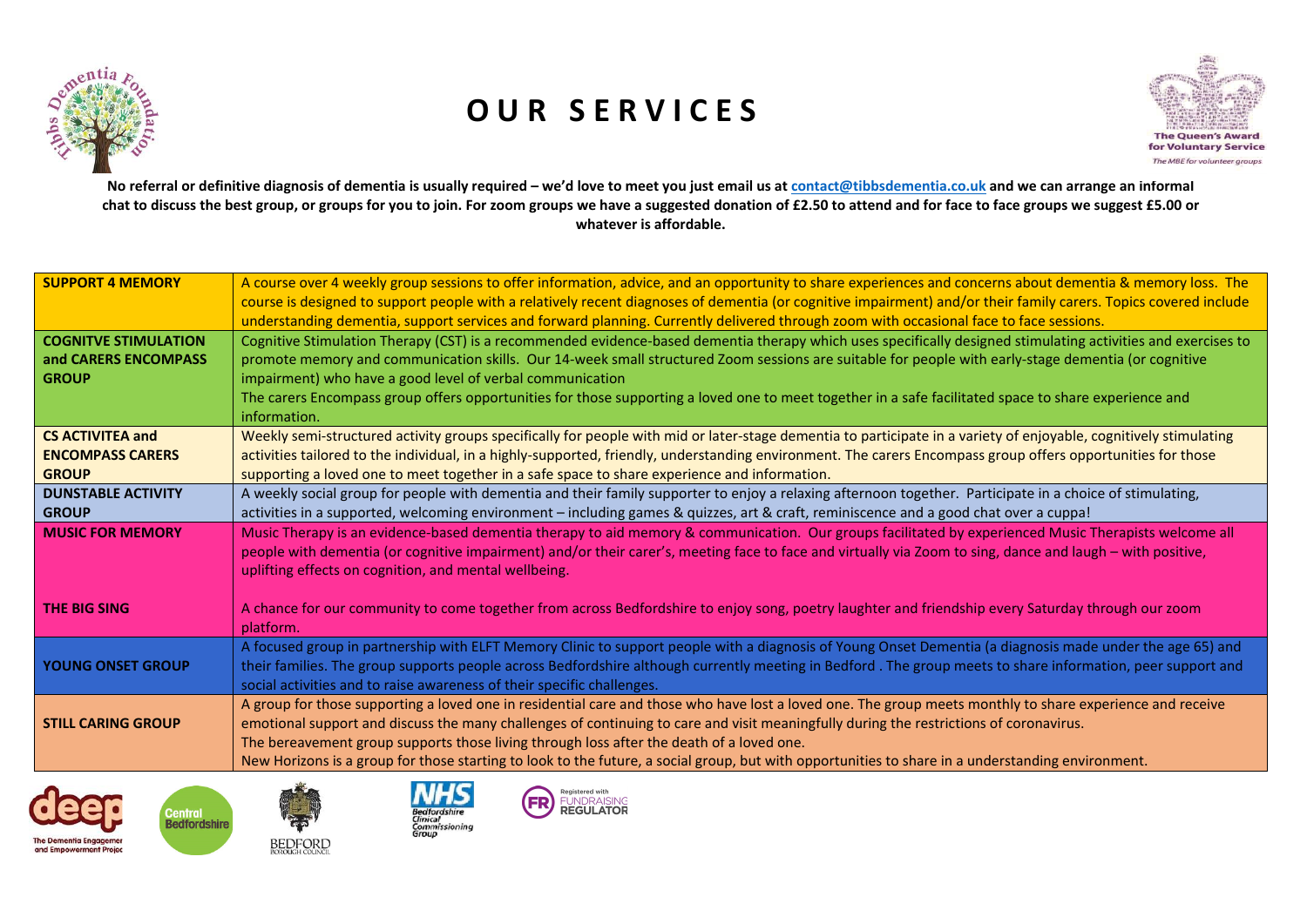# OUR SERVICES

**No referral or definitive diagnosis of dementia is usually required – we'd love to meet you just email us at contact@tibbsdementia.co.uk and we can arrange an informal chat to discuss the best group, or groups for you to join. For zoom groups we have a suggested donation of £2.50 to attend and for face to face groups we suggest £5.00 or whatever is affordable.**

| | |
|---|---|
| **SUPPORT 4 MEMORY** | A course over 4 weekly group sessions to offer information, advice, and an opportunity to share experiences and concerns about dementia & memory loss. The course is designed to support people with a relatively recent diagnoses of dementia (or cognitive impairment) and/or their family carers. Topics covered include understanding dementia, support services and forward planning. Currently delivered through zoom with occasional face to face sessions. |
| **COGNITVE STIMULATION and CARERS ENCOMPASS GROUP** | Cognitive Stimulation Therapy (CST) is a recommended evidence-based dementia therapy which uses specifically designed stimulating activities and exercises to promote memory and communication skills. Our 14-week small structured Zoom sessions are suitable for people with early-stage dementia (or cognitive impairment) who have a good level of verbal communication<br>The carers Encompass group offers opportunities for those supporting a loved one to meet together in a safe facilitated space to share experience and information. |
| **CS ACTIVITEA and ENCOMPASS CARERS GROUP** | Weekly semi-structured activity groups specifically for people with mid or later-stage dementia to participate in a variety of enjoyable, cognitively stimulating activities tailored to the individual, in a highly-supported, friendly, understanding environment. The carers Encompass group offers opportunities for those supporting a loved one to meet together in a safe space to share experience and information. |
| **DUNSTABLE ACTIVITY GROUP** | A weekly social group for people with dementia and their family supporter to enjoy a relaxing afternoon together. Participate in a choice of stimulating, activities in a supported, welcoming environment – including games & quizzes, art & craft, reminiscence and a good chat over a cuppa! |
| **MUSIC FOR MEMORY** | Music Therapy is an evidence-based dementia therapy to aid memory & communication. Our groups facilitated by experienced Music Therapists welcome all people with dementia (or cognitive impairment) and/or their carer's, meeting face to face and virtually via Zoom to sing, dance and laugh – with positive, uplifting effects on cognition, and mental wellbeing. |
| **THE BIG SING** | A chance for our community to come together from across Bedfordshire to enjoy song, poetry laughter and friendship every Saturday through our zoom platform. |
| **YOUNG ONSET GROUP** | A focused group in partnership with ELFT Memory Clinic to support people with a diagnosis of Young Onset Dementia (a diagnosis made under the age 65) and their families. The group supports people across Bedfordshire although currently meeting in Bedford . The group meets to share information, peer support and social activities and to raise awareness of their specific challenges. |
| **STILL CARING GROUP** | A group for those supporting a loved one in residential care and those who have lost a loved one. The group meets monthly to share experience and receive emotional support and discuss the many challenges of continuing to care and visit meaningfully during the restrictions of coronavirus.<br>The bereavement group supports those living through loss after the death of a loved one.<br>New Horizons is a group for those starting to look to the future, a social group, but with opportunities to share in a understanding environment. |